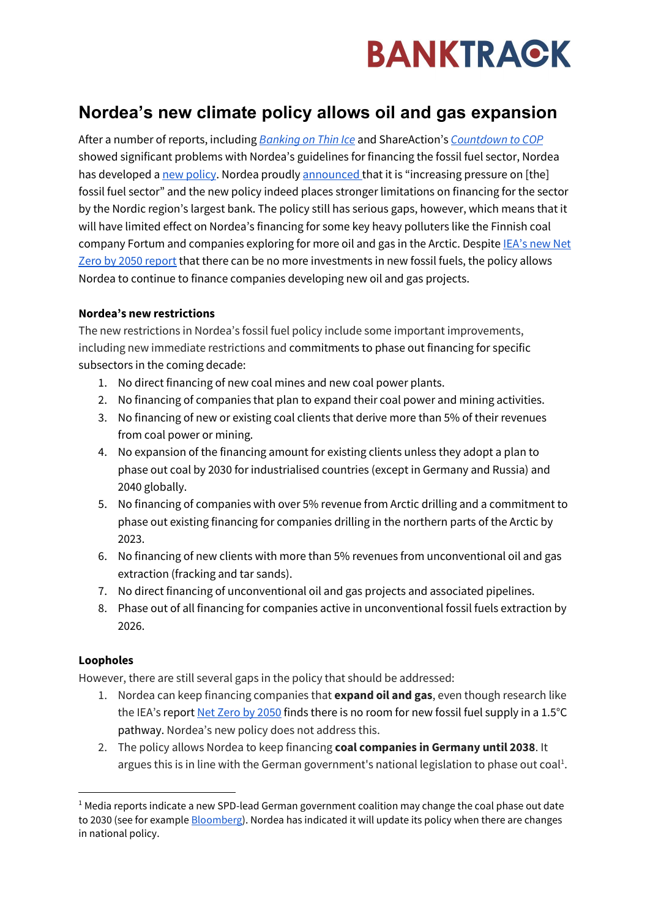BANKTRACK

# Nordea's new climate policy allows oil and gas expansion

After a number of reports, including *Banking on Thin Ice* and ShareAction's *Countdown to COP* showed significant problems with Nordea's guidelines for financing the fossil fuel sector, Nordea has developed a new policy. Nordea proudly announced that it is "increasing pressure on [the] fossil fuel sector" and the new policy indeed places stronger limitations on financing for the sector by the Nordic region's largest bank. The policy still has serious gaps, however, which means that it will have limited effect on Nordea's financing for some key heavy polluters like the Finnish coal company Fortum and companies exploring for more oil and gas in the Arctic. Despite IEA's new Net Zero by 2050 report that there can be no more investments in new fossil fuels, the policy allows Nordea to continue to finance companies developing new oil and gas projects.

**Nordea's new restrictions**

The new restrictions in Nordea's fossil fuel policy include some important improvements, including new immediate restrictions and commitments to phase out financing for specific subsectors in the coming decade:

1. No direct financing of new coal mines and new coal power plants.
2. No financing of companies that plan to expand their coal power and mining activities.
3. No financing of new or existing coal clients that derive more than 5% of their revenues from coal power or mining.
4. No expansion of the financing amount for existing clients unless they adopt a plan to phase out coal by 2030 for industrialised countries (except in Germany and Russia) and 2040 globally.
5. No financing of companies with over 5% revenue from Arctic drilling and a commitment to phase out existing financing for companies drilling in the northern parts of the Arctic by 2023.
6. No financing of new clients with more than 5% revenues from unconventional oil and gas extraction (fracking and tar sands).
7. No direct financing of unconventional oil and gas projects and associated pipelines.
8. Phase out of all financing for companies active in unconventional fossil fuels extraction by 2026.

**Loopholes**

However, there are still several gaps in the policy that should be addressed:

1. Nordea can keep financing companies that **expand oil and gas**, even though research like the IEA's report Net Zero by 2050 finds there is no room for new fossil fuel supply in a 1.5°C pathway. Nordea's new policy does not address this.
2. The policy allows Nordea to keep financing **coal companies in Germany until 2038**. It argues this is in line with the German government's national legislation to phase out coal[1].

[1] Media reports indicate a new SPD-lead German government coalition may change the coal phase out date to 2030 (see for example Bloomberg). Nordea has indicated it will update its policy when there are changes in national policy.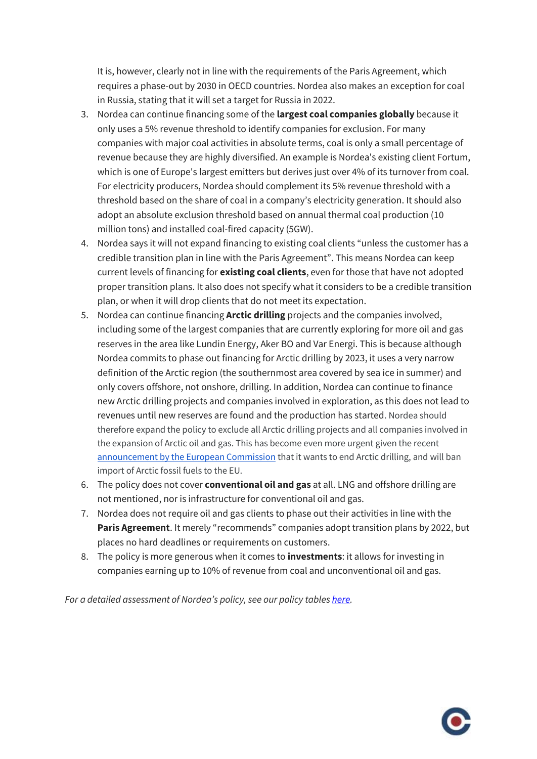It is, however, clearly not in line with the requirements of the Paris Agreement, which requires a phase-out by 2030 in OECD countries. Nordea also makes an exception for coal in Russia, stating that it will set a target for Russia in 2022.

3. Nordea can continue financing some of the **largest coal companies globally** because it only uses a 5% revenue threshold to identify companies for exclusion. For many companies with major coal activities in absolute terms, coal is only a small percentage of revenue because they are highly diversified. An example is Nordea's existing client Fortum, which is one of Europe's largest emitters but derives just over 4% of its turnover from coal. For electricity producers, Nordea should complement its 5% revenue threshold with a threshold based on the share of coal in a company's electricity generation. It should also adopt an absolute exclusion threshold based on annual thermal coal production (10 million tons) and installed coal-fired capacity (5GW).
4. Nordea says it will not expand financing to existing coal clients "unless the customer has a credible transition plan in line with the Paris Agreement". This means Nordea can keep current levels of financing for **existing coal clients**, even for those that have not adopted proper transition plans. It also does not specify what it considers to be a credible transition plan, or when it will drop clients that do not meet its expectation.
5. Nordea can continue financing **Arctic drilling** projects and the companies involved, including some of the largest companies that are currently exploring for more oil and gas reserves in the area like Lundin Energy, Aker BO and Var Energi. This is because although Nordea commits to phase out financing for Arctic drilling by 2023, it uses a very narrow definition of the Arctic region (the southernmost area covered by sea ice in summer) and only covers offshore, not onshore, drilling. In addition, Nordea can continue to finance new Arctic drilling projects and companies involved in exploration, as this does not lead to revenues until new reserves are found and the production has started. Nordea should therefore expand the policy to exclude all Arctic drilling projects and all companies involved in the expansion of Arctic oil and gas. This has become even more urgent given the recent announcement by the European Commission that it wants to end Arctic drilling, and will ban import of Arctic fossil fuels to the EU.
6. The policy does not cover **conventional oil and gas** at all. LNG and offshore drilling are not mentioned, nor is infrastructure for conventional oil and gas.
7. Nordea does not require oil and gas clients to phase out their activities in line with the **Paris Agreement**. It merely "recommends" companies adopt transition plans by 2022, but places no hard deadlines or requirements on customers.
8. The policy is more generous when it comes to **investments**: it allows for investing in companies earning up to 10% of revenue from coal and unconventional oil and gas.

*For a detailed assessment of Nordea's policy, see our policy tables here.*